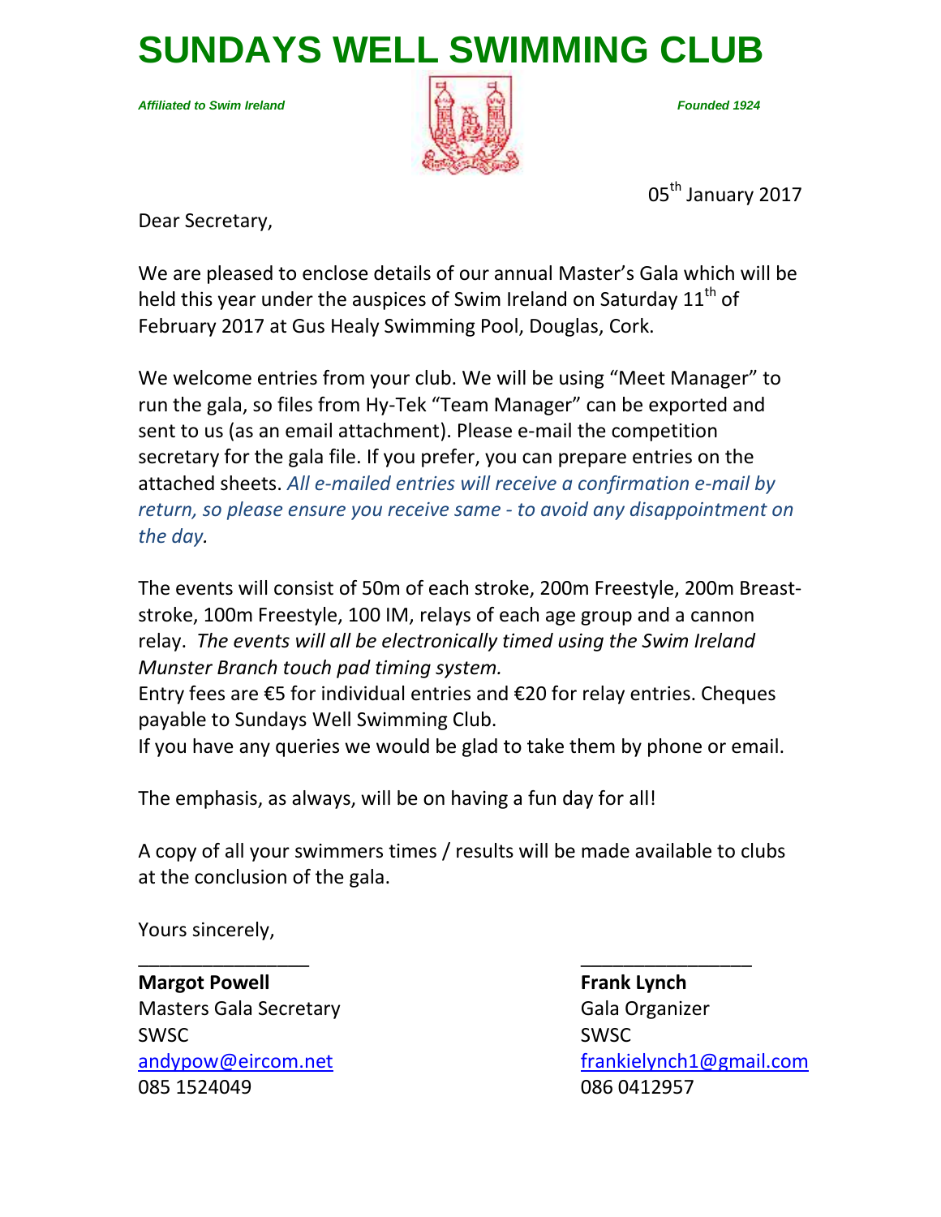# SUNDAYS WELL SWIMMING CLUB

*Affiliated to Swim Ireland* *Founded 1924*

05th January 2017

Dear Secretary,

We are pleased to enclose details of our annual Master's Gala which will be held this year under the auspices of Swim Ireland on Saturday 11th of February 2017 at Gus Healy Swimming Pool, Douglas, Cork.

We welcome entries from your club. We will be using "Meet Manager" to run the gala, so files from Hy-Tek "Team Manager" can be exported and sent to us (as an email attachment). Please e-mail the competition secretary for the gala file. If you prefer, you can prepare entries on the attached sheets. *All e-mailed entries will receive a confirmation e-mail by return, so please ensure you receive same - to avoid any disappointment on the day.*

The events will consist of 50m of each stroke, 200m Freestyle, 200m Breast-stroke, 100m Freestyle, 100 IM, relays of each age group and a cannon relay. *The events will all be electronically timed using the Swim Ireland Munster Branch touch pad timing system.*

Entry fees are €5 for individual entries and €20 for relay entries. Cheques payable to Sundays Well Swimming Club.

If you have any queries we would be glad to take them by phone or email.

The emphasis, as always, will be on having a fun day for all!

A copy of all your swimmers times / results will be made available to clubs at the conclusion of the gala.

Yours sincerely,

________________

**Margot Powell**
Masters Gala Secretary
SWSC
andypow@eircom.net
085 1524049

________________

**Frank Lynch**
Gala Organizer
SWSC
frankielynch1@gmail.com
086 0412957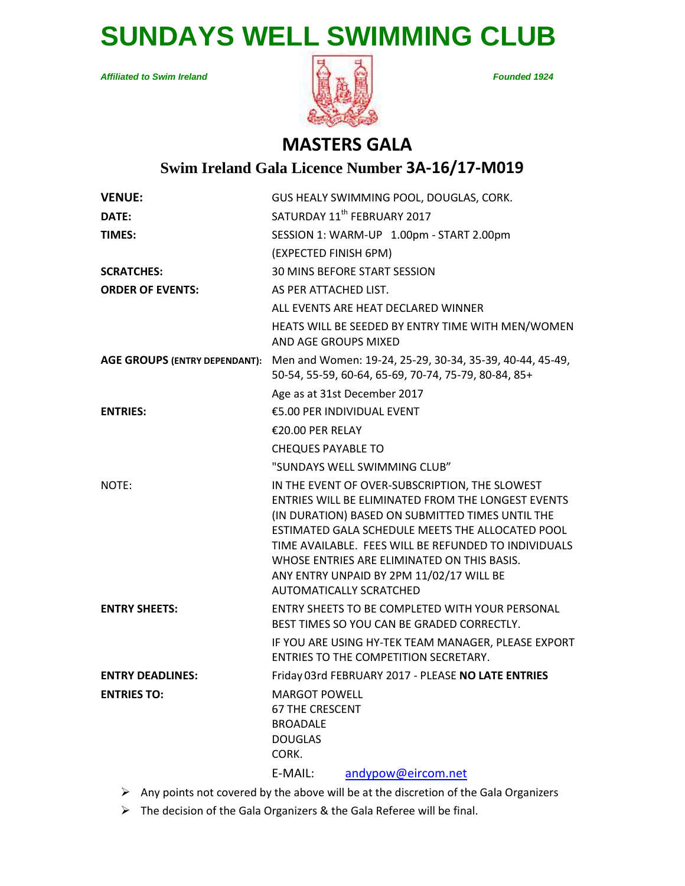# SUNDAYS WELL SWIMMING CLUB

*Affiliated to Swim Ireland* *Founded 1924*

## MASTERS GALA

### Swim Ireland Gala Licence Number 3A-16/17-M019

| | |
|---|---|
| **VENUE:** | GUS HEALY SWIMMING POOL, DOUGLAS, CORK. |
| **DATE:** | SATURDAY 11th FEBRUARY 2017 |
| **TIMES:** | SESSION 1: WARM-UP 1.00pm - START 2.00pm |
| | (EXPECTED FINISH 6PM) |
| **SCRATCHES:** | 30 MINS BEFORE START SESSION |
| **ORDER OF EVENTS:** | AS PER ATTACHED LIST. |
| | ALL EVENTS ARE HEAT DECLARED WINNER |
| | HEATS WILL BE SEEDED BY ENTRY TIME WITH MEN/WOMEN AND AGE GROUPS MIXED |
| **AGE GROUPS (ENTRY DEPENDANT):** | Men and Women: 19-24, 25-29, 30-34, 35-39, 40-44, 45-49, 50-54, 55-59, 60-64, 65-69, 70-74, 75-79, 80-84, 85+ |
| | Age as at 31st December 2017 |
| **ENTRIES:** | €5.00 PER INDIVIDUAL EVENT |
| | €20.00 PER RELAY |
| | CHEQUES PAYABLE TO |
| | "SUNDAYS WELL SWIMMING CLUB" |
| NOTE: | IN THE EVENT OF OVER-SUBSCRIPTION, THE SLOWEST ENTRIES WILL BE ELIMINATED FROM THE LONGEST EVENTS (IN DURATION) BASED ON SUBMITTED TIMES UNTIL THE ESTIMATED GALA SCHEDULE MEETS THE ALLOCATED POOL TIME AVAILABLE. FEES WILL BE REFUNDED TO INDIVIDUALS WHOSE ENTRIES ARE ELIMINATED ON THIS BASIS. ANY ENTRY UNPAID BY 2PM 11/02/17 WILL BE AUTOMATICALLY SCRATCHED |
| **ENTRY SHEETS:** | ENTRY SHEETS TO BE COMPLETED WITH YOUR PERSONAL BEST TIMES SO YOU CAN BE GRADED CORRECTLY. |
| | IF YOU ARE USING HY-TEK TEAM MANAGER, PLEASE EXPORT ENTRIES TO THE COMPETITION SECRETARY. |
| **ENTRY DEADLINES:** | Friday 03rd FEBRUARY 2017 - PLEASE **NO LATE ENTRIES** |
| **ENTRIES TO:** | MARGOT POWELL<br>67 THE CRESCENT<br>BROADALE<br>DOUGLAS<br>CORK. |
| | E-MAIL: andypow@eircom.net |

- Any points not covered by the above will be at the discretion of the Gala Organizers
- The decision of the Gala Organizers & the Gala Referee will be final.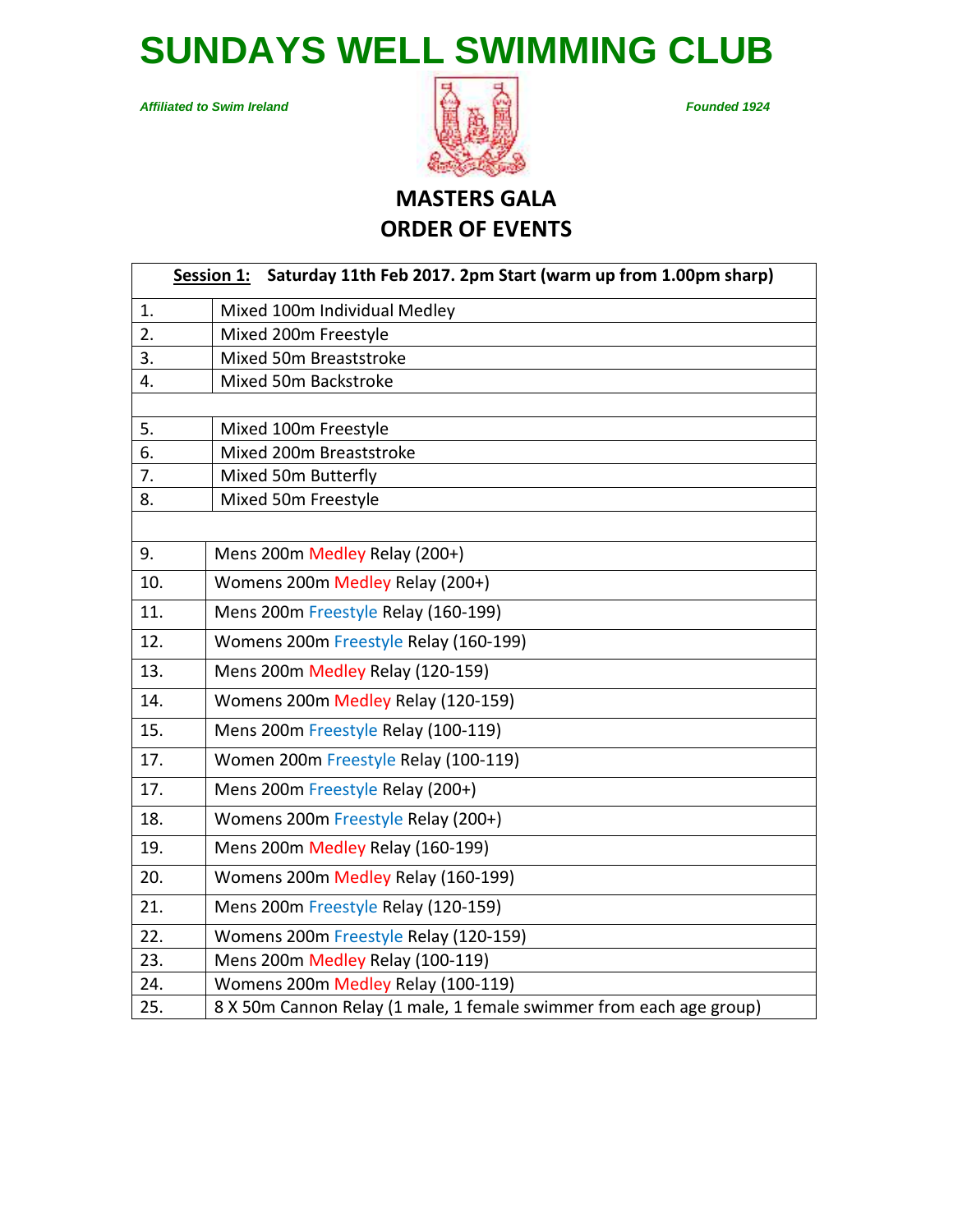# SUNDAYS WELL SWIMMING CLUB

*Affiliated to Swim Ireland*

*Founded 1924*

## MASTERS GALA
## ORDER OF EVENTS

| **Session 1:** Saturday 11th Feb 2017. 2pm Start (warm up from 1.00pm sharp) | |
|---|---|
| 1. | Mixed 100m Individual Medley |
| 2. | Mixed 200m Freestyle |
| 3. | Mixed 50m Breaststroke |
| 4. | Mixed 50m Backstroke |
| | |
| 5. | Mixed 100m Freestyle |
| 6. | Mixed 200m Breaststroke |
| 7. | Mixed 50m Butterfly |
| 8. | Mixed 50m Freestyle |
| | |
| 9. | Mens 200m Medley Relay (200+) |
| 10. | Womens 200m Medley Relay (200+) |
| 11. | Mens 200m Freestyle Relay (160-199) |
| 12. | Womens 200m Freestyle Relay (160-199) |
| 13. | Mens 200m Medley Relay (120-159) |
| 14. | Womens 200m Medley Relay (120-159) |
| 15. | Mens 200m Freestyle Relay (100-119) |
| 17. | Women 200m Freestyle Relay (100-119) |
| 17. | Mens 200m Freestyle Relay (200+) |
| 18. | Womens 200m Freestyle Relay (200+) |
| 19. | Mens 200m Medley Relay (160-199) |
| 20. | Womens 200m Medley Relay (160-199) |
| 21. | Mens 200m Freestyle Relay (120-159) |
| 22. | Womens 200m Freestyle Relay (120-159) |
| 23. | Mens 200m Medley Relay (100-119) |
| 24. | Womens 200m Medley Relay (100-119) |
| 25. | 8 X 50m Cannon Relay (1 male, 1 female swimmer from each age group) |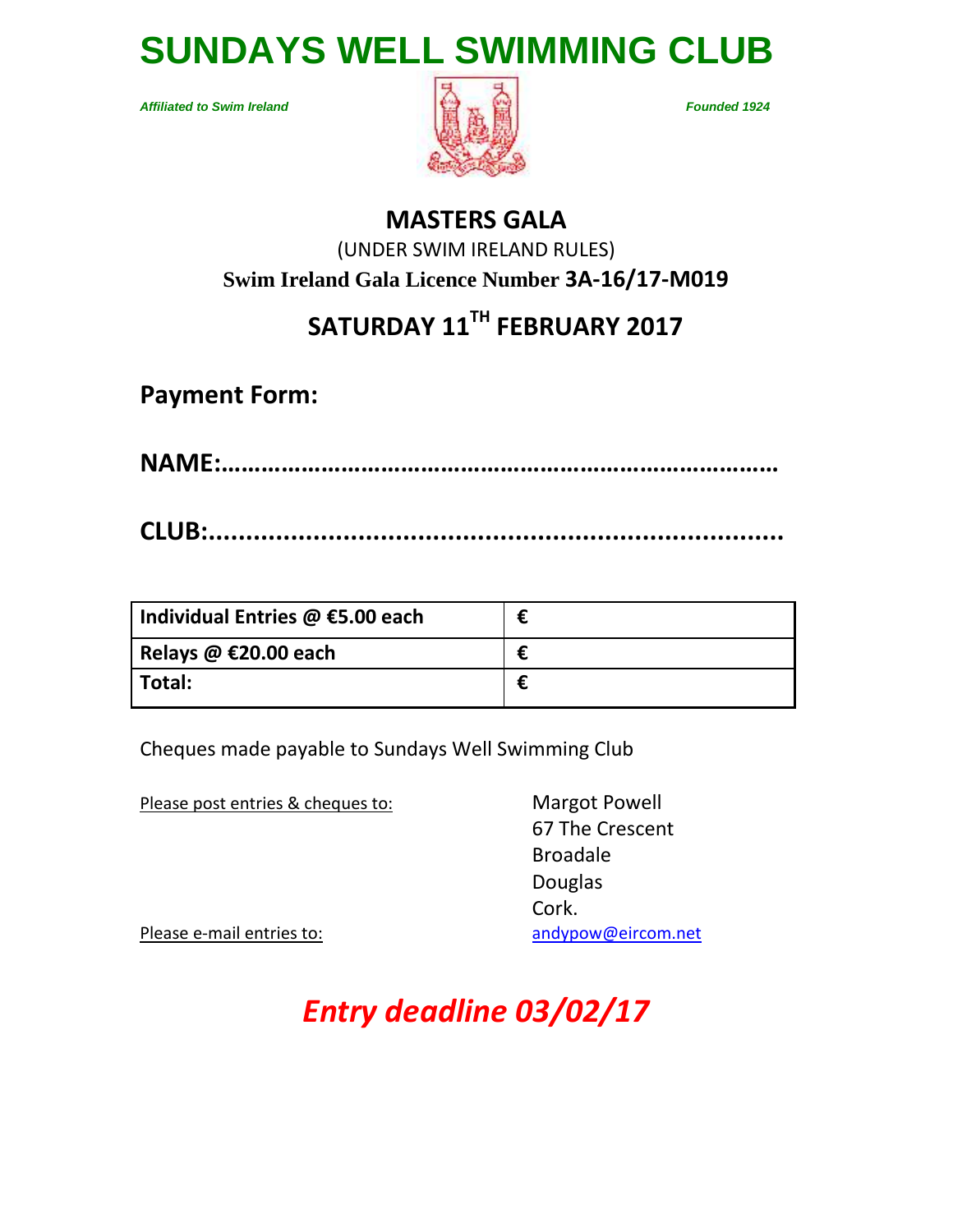# SUNDAYS WELL SWIMMING CLUB

*Affiliated to Swim Ireland*

*Founded 1924*

## MASTERS GALA

(UNDER SWIM IRELAND RULES)

**Swim Ireland Gala Licence Number 3A-16/17-M019**

## SATURDAY 11TH FEBRUARY 2017

**Payment Form:**

**NAME:………………………………………………………………………**

**CLUB:..........................................................................**

| **Individual Entries @ €5.00 each** | **€** |
|---|---|
| **Relays @ €20.00 each** | **€** |
| **Total:** | **€** |

Cheques made payable to Sundays Well Swimming Club

Please post entries & cheques to:

Margot Powell
67 The Crescent
Broadale
Douglas
Cork.

Please e-mail entries to: andypow@eircom.net

***Entry deadline 03/02/17***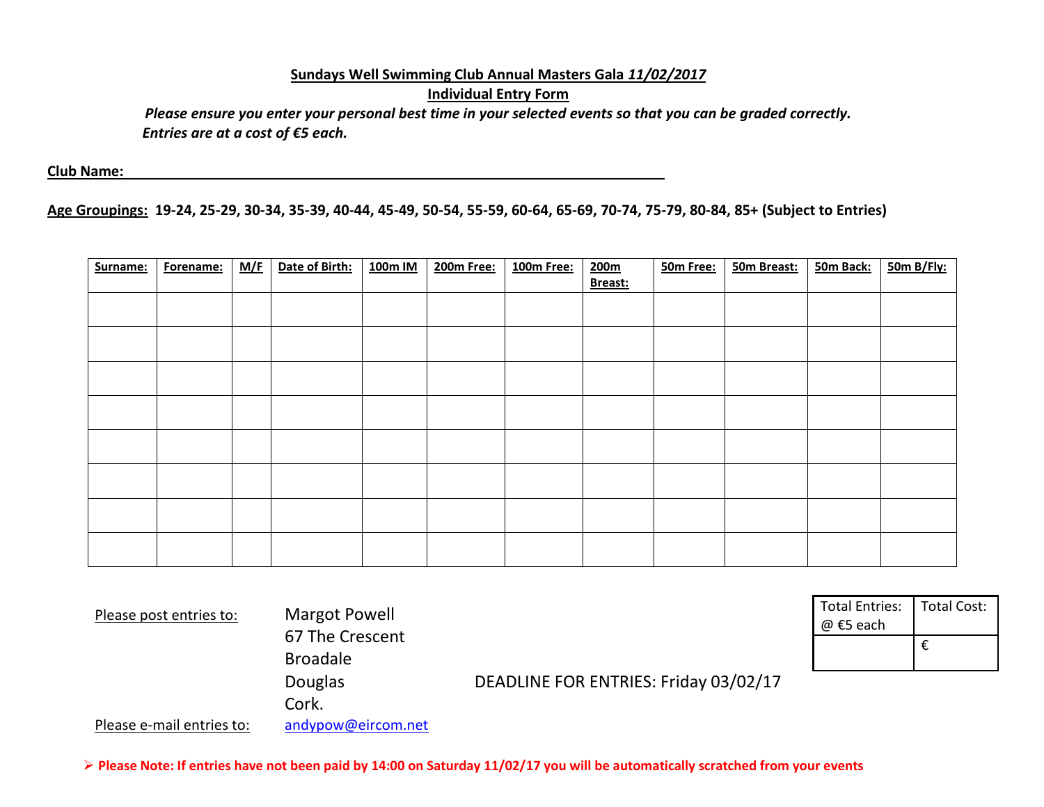**Sundays Well Swimming Club Annual Masters Gala *11/02/2017***

**Individual Entry Form**

***Please ensure you enter your personal best time in your selected events so that you can be graded correctly.***

***Entries are at a cost of €5 each.***

**Club Name:** ____________________________________________________________

**Age Groupings:** **19-24, 25-29, 30-34, 35-39, 40-44, 45-49, 50-54, 55-59, 60-64, 65-69, 70-74, 75-79, 80-84, 85+ (Subject to Entries)**

| Surname: | Forename: | M/F | Date of Birth: | 100m IM | 200m Free: | 100m Free: | 200m Breast: | 50m Free: | 50m Breast: | 50m Back: | 50m B/Fly: |
|---|---|---|---|---|---|---|---|---|---|---|---|
| | | | | | | | | | | | |
| | | | | | | | | | | | |
| | | | | | | | | | | | |
| | | | | | | | | | | | |
| | | | | | | | | | | | |
| | | | | | | | | | | | |
| | | | | | | | | | | | |
| | | | | | | | | | | | |

Please post entries to:

Margot Powell
67 The Crescent
Broadale
Douglas
Cork.

Please e-mail entries to: andypow@eircom.net

DEADLINE FOR ENTRIES: Friday 03/02/17

| Total Entries: @ €5 each | Total Cost: |
|---|---|
| | € |

- **Please Note: If entries have not been paid by 14:00 on Saturday 11/02/17 you will be automatically scratched from your events**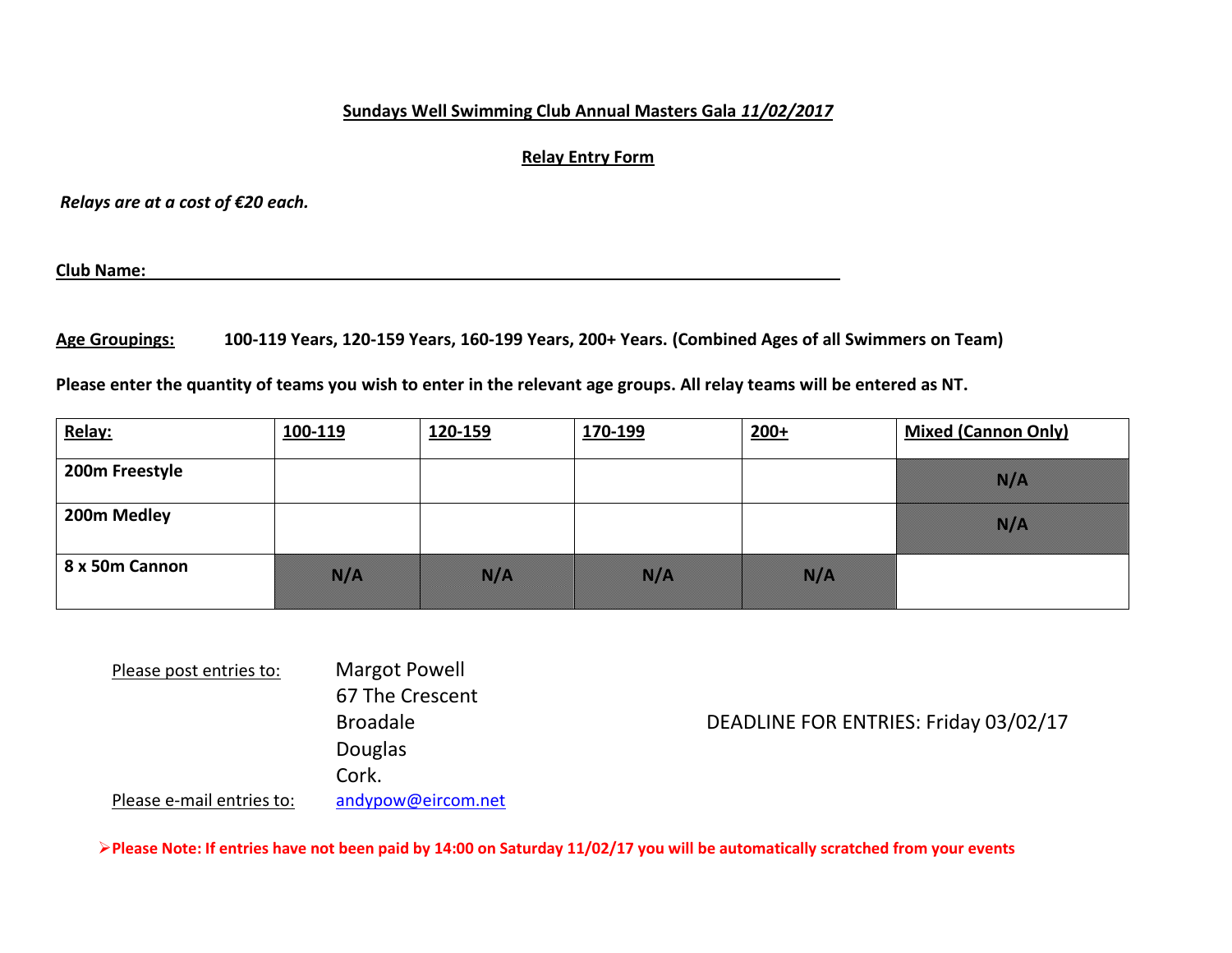**Sundays Well Swimming Club Annual Masters Gala *11/02/2017***

**Relay Entry Form**

***Relays are at a cost of €20 each.***

**Club Name:** ______________________________________________

**Age Groupings:** **100-119 Years, 120-159 Years, 160-199 Years, 200+ Years. (Combined Ages of all Swimmers on Team)**

**Please enter the quantity of teams you wish to enter in the relevant age groups. All relay teams will be entered as NT.**

| Relay: | 100-119 | 120-159 | 170-199 | 200+ | Mixed (Cannon Only) |
|---|---|---|---|---|---|
| 200m Freestyle | | | | | N/A |
| 200m Medley | | | | | N/A |
| 8 x 50m Cannon | N/A | N/A | N/A | N/A | |

Please post entries to:

Margot Powell
67 The Crescent
Broadale
Douglas
Cork.

DEADLINE FOR ENTRIES: Friday 03/02/17

Please e-mail entries to: andypow@eircom.net

- **Please Note: If entries have not been paid by 14:00 on Saturday 11/02/17 you will be automatically scratched from your events**